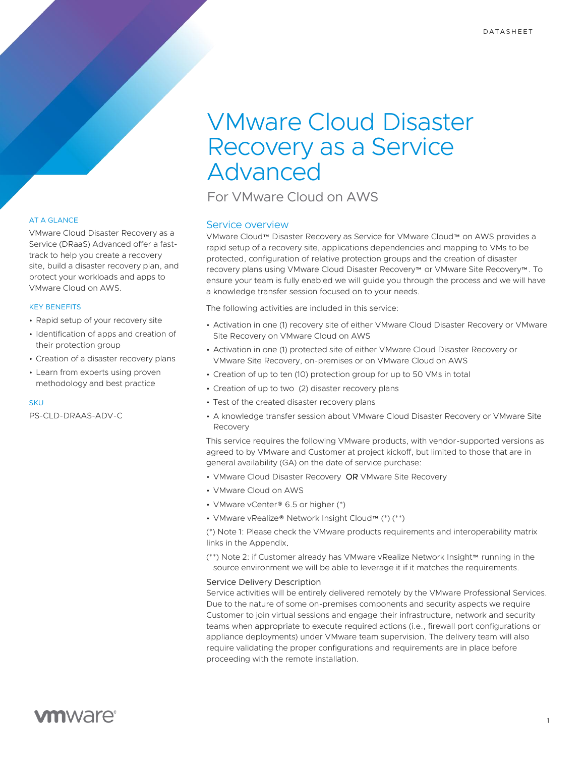DATASHEET

# VMware Cloud Disaster Recovery as a Service Advanced

## For VMware Cloud on AWS

### AT A GLANCE

VMware Cloud Disaster Recovery as a Service (DRaaS) Advanced offer a fast-track to help you create a recovery site, build a disaster recovery plan, and protect your workloads and apps to VMware Cloud on AWS.

### KEY BENEFITS

- Rapid setup of your recovery site
- Identification of apps and creation of their protection group
- Creation of a disaster recovery plans
- Learn from experts using proven methodology and best practice

### SKU

PS-CLD-DRAAS-ADV-C

## Service overview

VMware Cloud™ Disaster Recovery as Service for VMware Cloud™ on AWS provides a rapid setup of a recovery site, applications dependencies and mapping to VMs to be protected, configuration of relative protection groups and the creation of disaster recovery plans using VMware Cloud Disaster Recovery™ or VMware Site Recovery™. To ensure your team is fully enabled we will guide you through the process and we will have a knowledge transfer session focused on to your needs.

The following activities are included in this service:

- Activation in one (1) recovery site of either VMware Cloud Disaster Recovery or VMware Site Recovery on VMware Cloud on AWS
- Activation in one (1) protected site of either VMware Cloud Disaster Recovery or VMware Site Recovery, on-premises or on VMware Cloud on AWS
- Creation of up to ten (10) protection group for up to 50 VMs in total
- Creation of up to two (2) disaster recovery plans
- Test of the created disaster recovery plans
- A knowledge transfer session about VMware Cloud Disaster Recovery or VMware Site Recovery

This service requires the following VMware products, with vendor-supported versions as agreed to by VMware and Customer at project kickoff, but limited to those that are in general availability (GA) on the date of service purchase:

- VMware Cloud Disaster Recovery **OR** VMware Site Recovery
- VMware Cloud on AWS
- VMware vCenter® 6.5 or higher (*)
- VMware vRealize® Network Insight Cloud™ (*) (**)

(*) Note 1: Please check the VMware products requirements and interoperability matrix links in the Appendix.

(**) Note 2: if Customer already has VMware vRealize Network Insight™ running in the source environment we will be able to leverage it if it matches the requirements.

### Service Delivery Description

Service activities will be entirely delivered remotely by the VMware Professional Services. Due to the nature of some on-premises components and security aspects we require Customer to join virtual sessions and engage their infrastructure, network and security teams when appropriate to execute required actions (i.e., firewall port configurations or appliance deployments) under VMware team supervision. The delivery team will also require validating the proper configurations and requirements are in place before proceeding with the remote installation.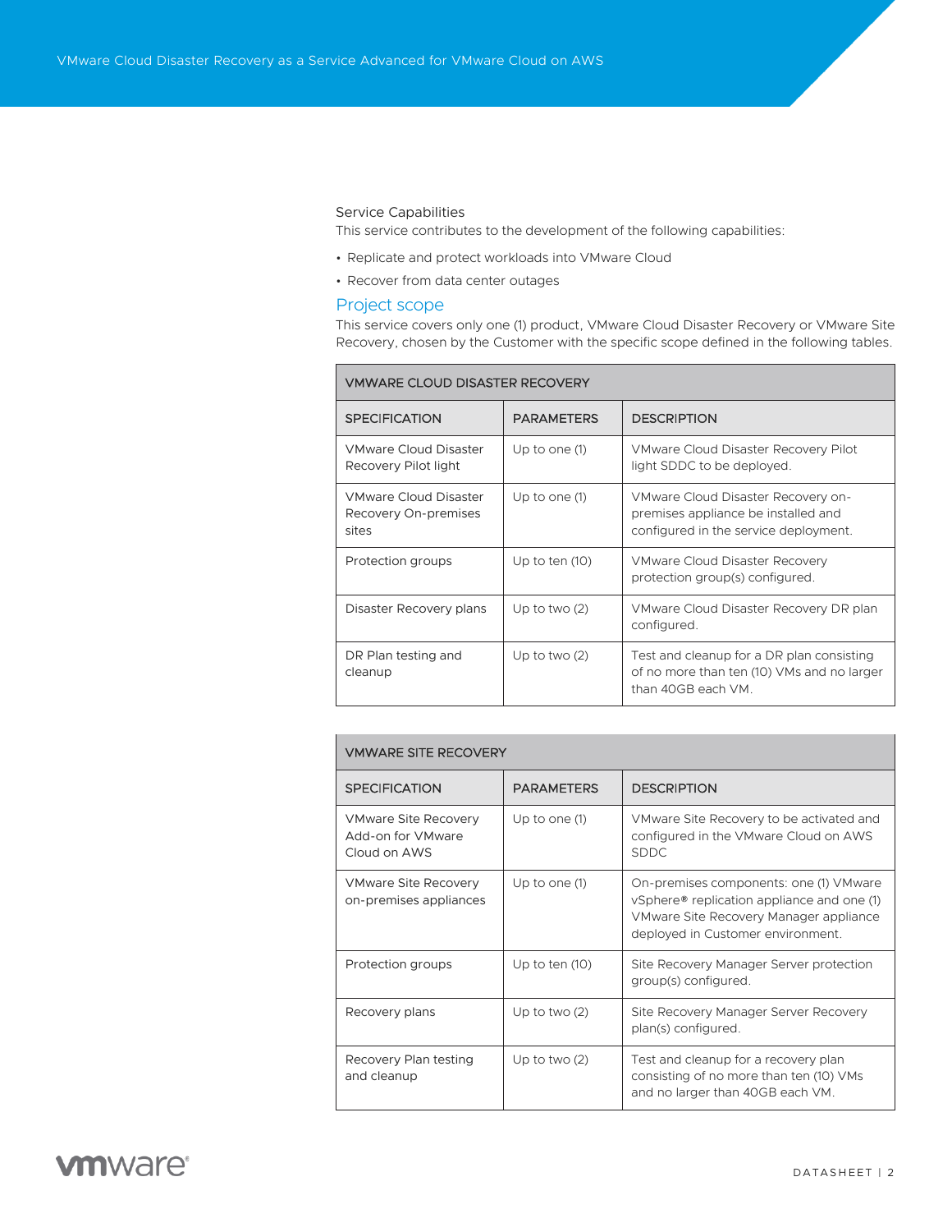### Service Capabilities

This service contributes to the development of the following capabilities:

- Replicate and protect workloads into VMware Cloud
- Recover from data center outages

## Project scope

This service covers only one (1) product, VMware Cloud Disaster Recovery or VMware Site Recovery, chosen by the Customer with the specific scope defined in the following tables.

| VMWARE CLOUD DISASTER RECOVERY | | |
|---|---|---|
| SPECIFICATION | PARAMETERS | DESCRIPTION |
| VMware Cloud Disaster Recovery Pilot light | Up to one (1) | VMware Cloud Disaster Recovery Pilot light SDDC to be deployed. |
| VMware Cloud Disaster Recovery On-premises sites | Up to one (1) | VMware Cloud Disaster Recovery on-premises appliance be installed and configured in the service deployment. |
| Protection groups | Up to ten (10) | VMware Cloud Disaster Recovery protection group(s) configured. |
| Disaster Recovery plans | Up to two (2) | VMware Cloud Disaster Recovery DR plan configured. |
| DR Plan testing and cleanup | Up to two (2) | Test and cleanup for a DR plan consisting of no more than ten (10) VMs and no larger than 40GB each VM. |

| VMWARE SITE RECOVERY | | |
|---|---|---|
| SPECIFICATION | PARAMETERS | DESCRIPTION |
| VMware Site Recovery Add-on for VMware Cloud on AWS | Up to one (1) | VMware Site Recovery to be activated and configured in the VMware Cloud on AWS SDDC |
| VMware Site Recovery on-premises appliances | Up to one (1) | On-premises components: one (1) VMware vSphere® replication appliance and one (1) VMware Site Recovery Manager appliance deployed in Customer environment. |
| Protection groups | Up to ten (10) | Site Recovery Manager Server protection group(s) configured. |
| Recovery plans | Up to two (2) | Site Recovery Manager Server Recovery plan(s) configured. |
| Recovery Plan testing and cleanup | Up to two (2) | Test and cleanup for a recovery plan consisting of no more than ten (10) VMs and no larger than 40GB each VM. |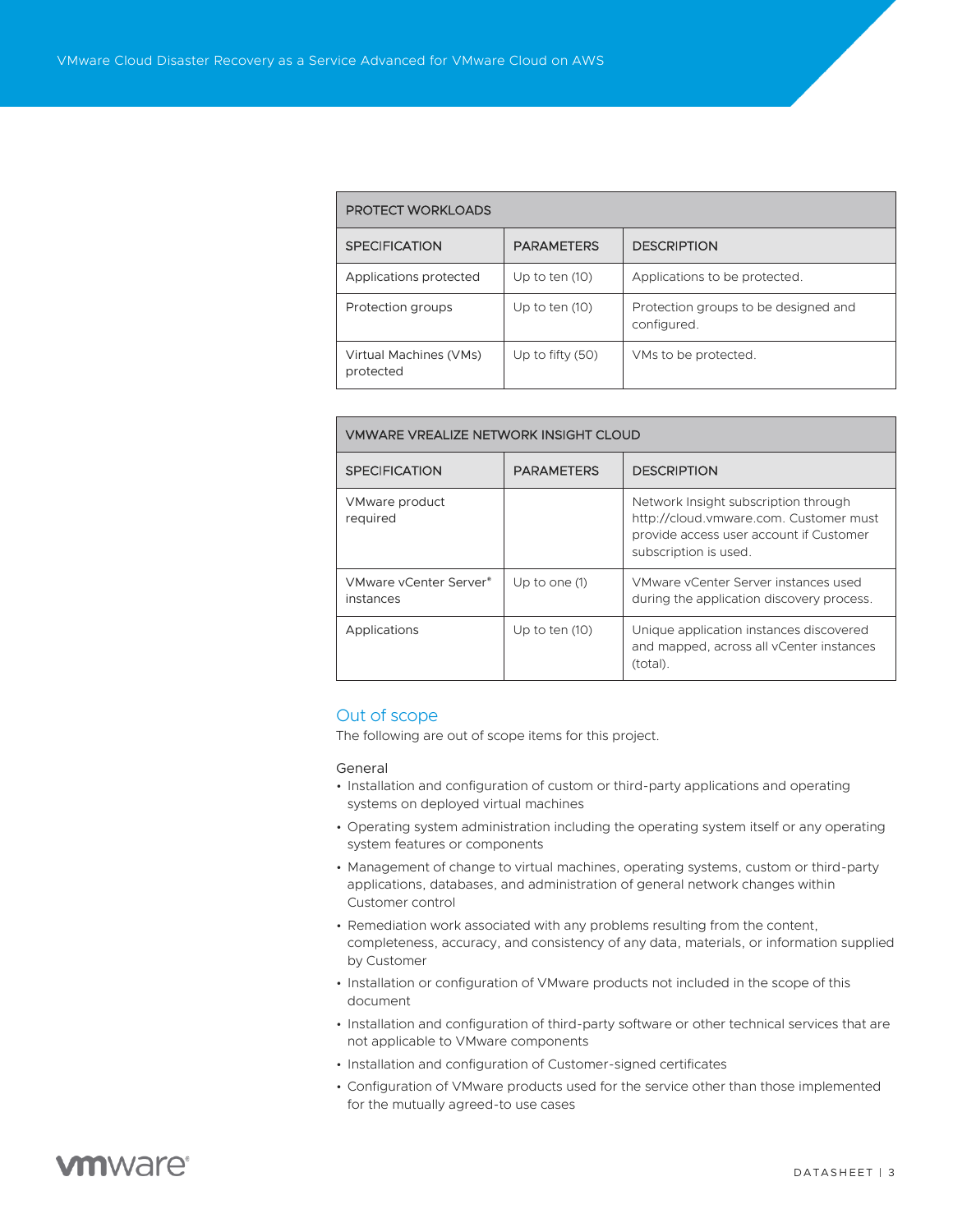| PROTECT WORKLOADS | | |
|---|---|---|
| SPECIFICATION | PARAMETERS | DESCRIPTION |
| Applications protected | Up to ten (10) | Applications to be protected. |
| Protection groups | Up to ten (10) | Protection groups to be designed and configured. |
| Virtual Machines (VMs) protected | Up to fifty (50) | VMs to be protected. |

| VMWARE VREALIZE NETWORK INSIGHT CLOUD | | |
|---|---|---|
| SPECIFICATION | PARAMETERS | DESCRIPTION |
| VMware product required | | Network Insight subscription through http://cloud.vmware.com. Customer must provide access user account if Customer subscription is used. |
| VMware vCenter Server® instances | Up to one (1) | VMware vCenter Server instances used during the application discovery process. |
| Applications | Up to ten (10) | Unique application instances discovered and mapped, across all vCenter instances (total). |

## Out of scope

The following are out of scope items for this project.

General

- Installation and configuration of custom or third-party applications and operating systems on deployed virtual machines
- Operating system administration including the operating system itself or any operating system features or components
- Management of change to virtual machines, operating systems, custom or third-party applications, databases, and administration of general network changes within Customer control
- Remediation work associated with any problems resulting from the content, completeness, accuracy, and consistency of any data, materials, or information supplied by Customer
- Installation or configuration of VMware products not included in the scope of this document
- Installation and configuration of third-party software or other technical services that are not applicable to VMware components
- Installation and configuration of Customer-signed certificates
- Configuration of VMware products used for the service other than those implemented for the mutually agreed-to use cases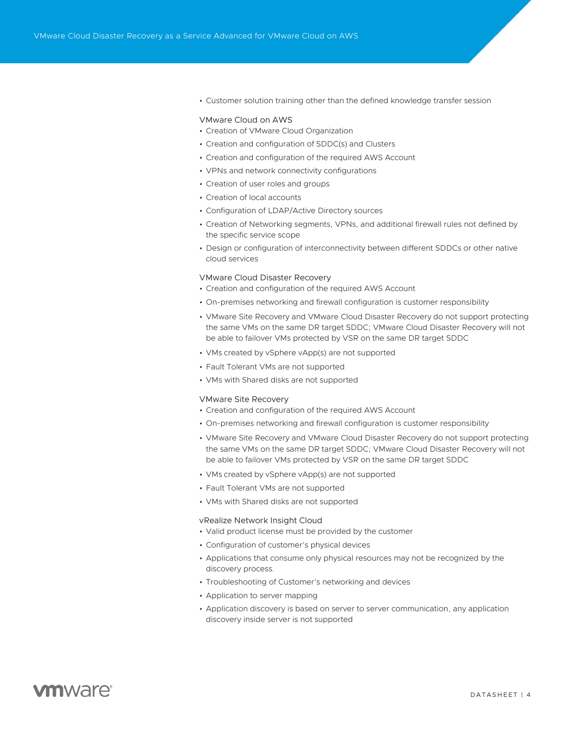- Customer solution training other than the defined knowledge transfer session

### VMware Cloud on AWS

- Creation of VMware Cloud Organization
- Creation and configuration of SDDC(s) and Clusters
- Creation and configuration of the required AWS Account
- VPNs and network connectivity configurations
- Creation of user roles and groups
- Creation of local accounts
- Configuration of LDAP/Active Directory sources
- Creation of Networking segments, VPNs, and additional firewall rules not defined by the specific service scope
- Design or configuration of interconnectivity between different SDDCs or other native cloud services

### VMware Cloud Disaster Recovery

- Creation and configuration of the required AWS Account
- On-premises networking and firewall configuration is customer responsibility
- VMware Site Recovery and VMware Cloud Disaster Recovery do not support protecting the same VMs on the same DR target SDDC; VMware Cloud Disaster Recovery will not be able to failover VMs protected by VSR on the same DR target SDDC
- VMs created by vSphere vApp(s) are not supported
- Fault Tolerant VMs are not supported
- VMs with Shared disks are not supported

### VMware Site Recovery

- Creation and configuration of the required AWS Account
- On-premises networking and firewall configuration is customer responsibility
- VMware Site Recovery and VMware Cloud Disaster Recovery do not support protecting the same VMs on the same DR target SDDC; VMware Cloud Disaster Recovery will not be able to failover VMs protected by VSR on the same DR target SDDC
- VMs created by vSphere vApp(s) are not supported
- Fault Tolerant VMs are not supported
- VMs with Shared disks are not supported

### vRealize Network Insight Cloud

- Valid product license must be provided by the customer
- Configuration of customer's physical devices
- Applications that consume only physical resources may not be recognized by the discovery process.
- Troubleshooting of Customer's networking and devices
- Application to server mapping
- Application discovery is based on server to server communication, any application discovery inside server is not supported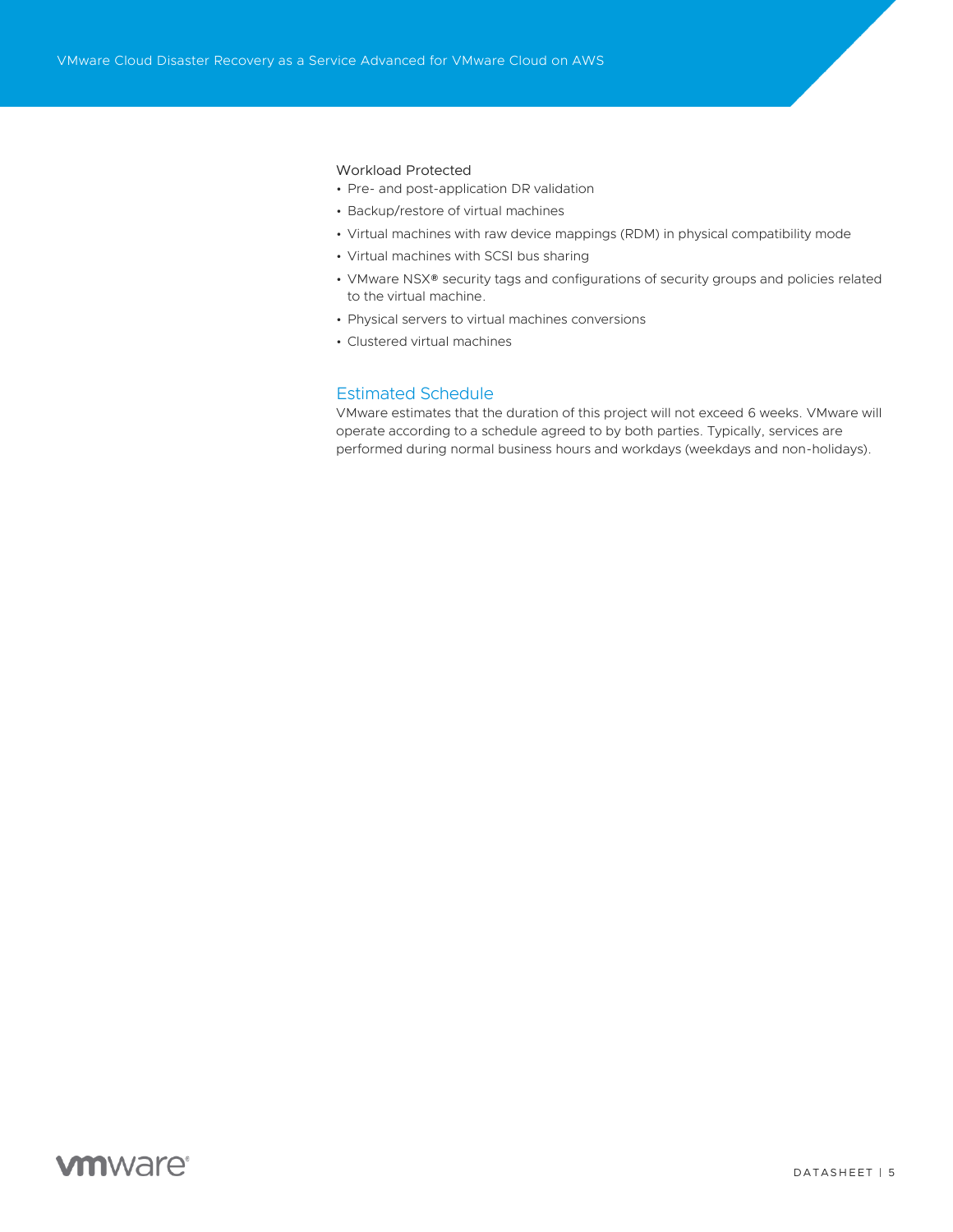Workload Protected

- Pre- and post-application DR validation
- Backup/restore of virtual machines
- Virtual machines with raw device mappings (RDM) in physical compatibility mode
- Virtual machines with SCSI bus sharing
- VMware NSX® security tags and configurations of security groups and policies related to the virtual machine.
- Physical servers to virtual machines conversions
- Clustered virtual machines

## Estimated Schedule

VMware estimates that the duration of this project will not exceed 6 weeks. VMware will operate according to a schedule agreed to by both parties. Typically, services are performed during normal business hours and workdays (weekdays and non-holidays).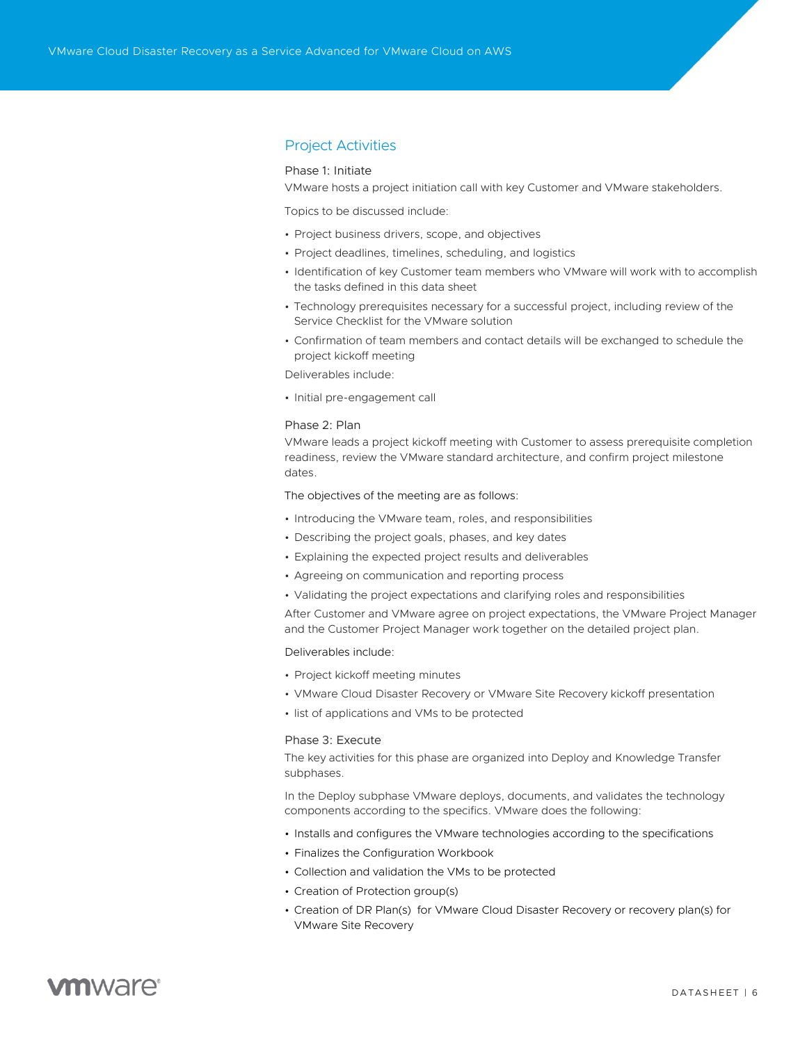## Project Activities

### Phase 1: Initiate

VMware hosts a project initiation call with key Customer and VMware stakeholders.

Topics to be discussed include:

- Project business drivers, scope, and objectives
- Project deadlines, timelines, scheduling, and logistics
- Identification of key Customer team members who VMware will work with to accomplish the tasks defined in this data sheet
- Technology prerequisites necessary for a successful project, including review of the Service Checklist for the VMware solution
- Confirmation of team members and contact details will be exchanged to schedule the project kickoff meeting

Deliverables include:

- Initial pre-engagement call

### Phase 2: Plan

VMware leads a project kickoff meeting with Customer to assess prerequisite completion readiness, review the VMware standard architecture, and confirm project milestone dates.

The objectives of the meeting are as follows:

- Introducing the VMware team, roles, and responsibilities
- Describing the project goals, phases, and key dates
- Explaining the expected project results and deliverables
- Agreeing on communication and reporting process
- Validating the project expectations and clarifying roles and responsibilities

After Customer and VMware agree on project expectations, the VMware Project Manager and the Customer Project Manager work together on the detailed project plan.

Deliverables include:

- Project kickoff meeting minutes
- VMware Cloud Disaster Recovery or VMware Site Recovery kickoff presentation
- list of applications and VMs to be protected

### Phase 3: Execute

The key activities for this phase are organized into Deploy and Knowledge Transfer subphases.

In the Deploy subphase VMware deploys, documents, and validates the technology components according to the specifics. VMware does the following:

- Installs and configures the VMware technologies according to the specifications
- Finalizes the Configuration Workbook
- Collection and validation the VMs to be protected
- Creation of Protection group(s)
- Creation of DR Plan(s) for VMware Cloud Disaster Recovery or recovery plan(s) for VMware Site Recovery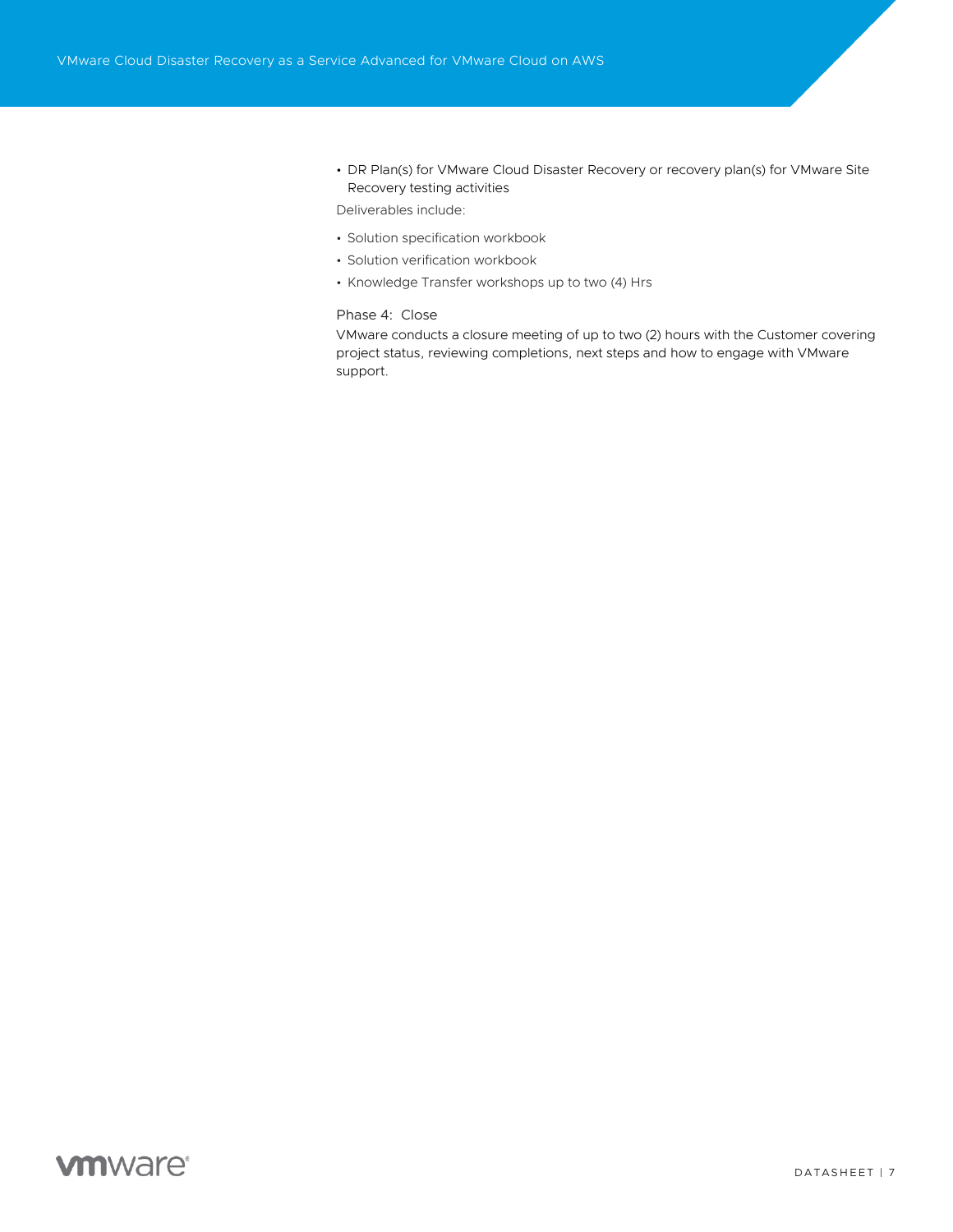- DR Plan(s) for VMware Cloud Disaster Recovery or recovery plan(s) for VMware Site Recovery testing activities

Deliverables include:

- Solution specification workbook
- Solution verification workbook
- Knowledge Transfer workshops up to two (4) Hrs

### Phase 4: Close

VMware conducts a closure meeting of up to two (2) hours with the Customer covering project status, reviewing completions, next steps and how to engage with VMware support.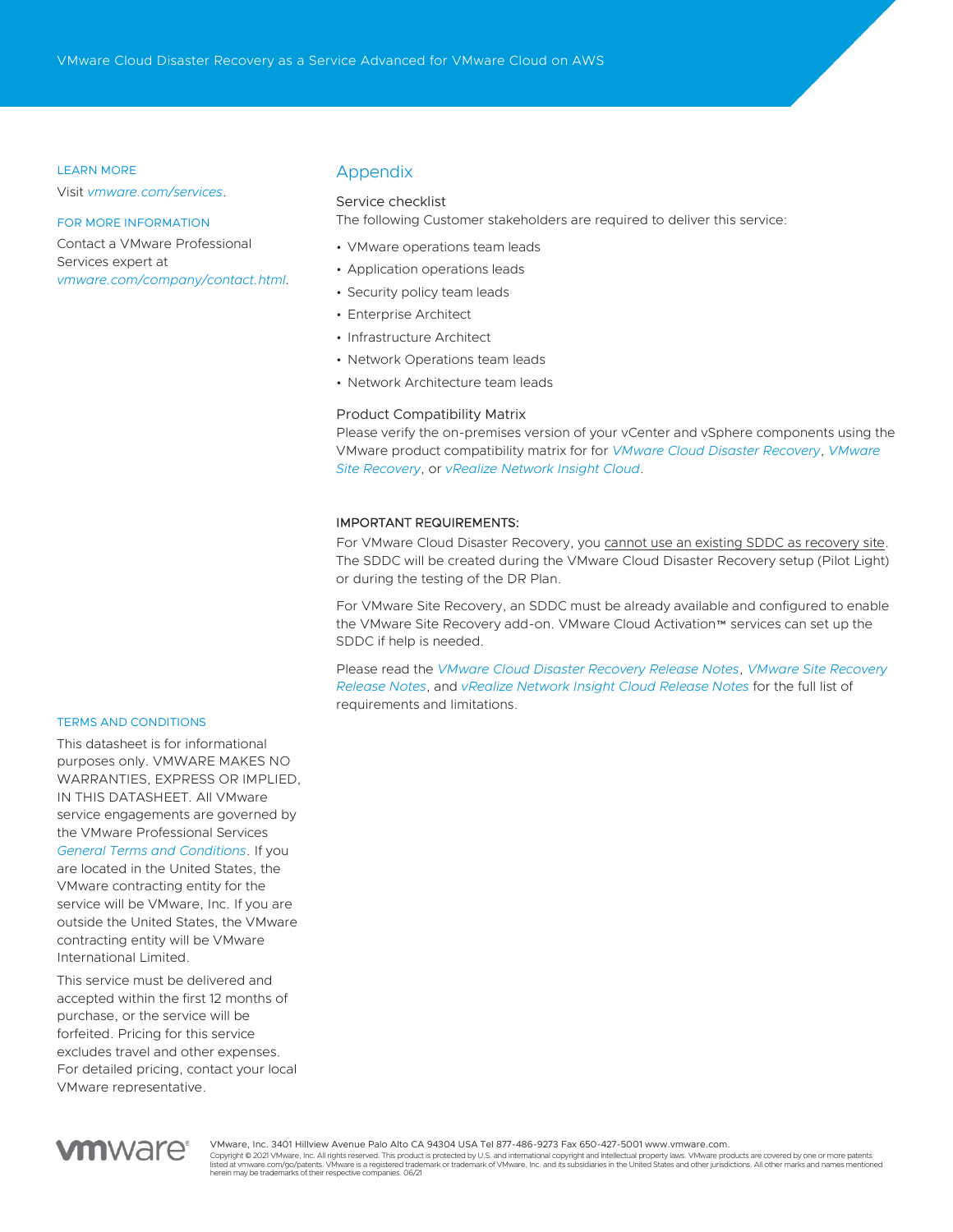LEARN MORE

Visit *vmware.com/services*.

FOR MORE INFORMATION

Contact a VMware Professional Services expert at *vmware.com/company/contact.html*.

## Appendix

### Service checklist

The following Customer stakeholders are required to deliver this service:

- VMware operations team leads
- Application operations leads
- Security policy team leads
- Enterprise Architect
- Infrastructure Architect
- Network Operations team leads
- Network Architecture team leads

### Product Compatibility Matrix

Please verify the on-premises version of your vCenter and vSphere components using the VMware product compatibility matrix for for *VMware Cloud Disaster Recovery*, *VMware Site Recovery*, or *vRealize Network Insight Cloud*.

**IMPORTANT REQUIREMENTS:**

For VMware Cloud Disaster Recovery, you cannot use an existing SDDC as recovery site. The SDDC will be created during the VMware Cloud Disaster Recovery setup (Pilot Light) or during the testing of the DR Plan.

For VMware Site Recovery, an SDDC must be already available and configured to enable the VMware Site Recovery add-on. VMware Cloud Activation™ services can set up the SDDC if help is needed.

Please read the *VMware Cloud Disaster Recovery Release Notes*, *VMware Site Recovery Release Notes*, and *vRealize Network Insight Cloud Release Notes* for the full list of requirements and limitations.

TERMS AND CONDITIONS

This datasheet is for informational purposes only. VMWARE MAKES NO WARRANTIES, EXPRESS OR IMPLIED, IN THIS DATASHEET. All VMware service engagements are governed by the VMware Professional Services *General Terms and Conditions*. If you are located in the United States, the VMware contracting entity for the service will be VMware, Inc. If you are outside the United States, the VMware contracting entity will be VMware International Limited.

This service must be delivered and accepted within the first 12 months of purchase, or the service will be forfeited. Pricing for this service excludes travel and other expenses. For detailed pricing, contact your local VMware representative.

VMware, Inc. 3401 Hillview Avenue Palo Alto CA 94304 USA Tel 877-486-9273 Fax 650-427-5001 www.vmware.com.
Copyright © 2021 VMware, Inc. All rights reserved. This product is protected by U.S. and international copyright and intellectual property laws. VMware products are covered by one or more patents listed at vmware.com/go/patents. VMware is a registered trademark or trademark of VMware, Inc. and its subsidiaries in the United States and other jurisdictions. All other marks and names mentioned herein may be trademarks of their respective companies. 06/21